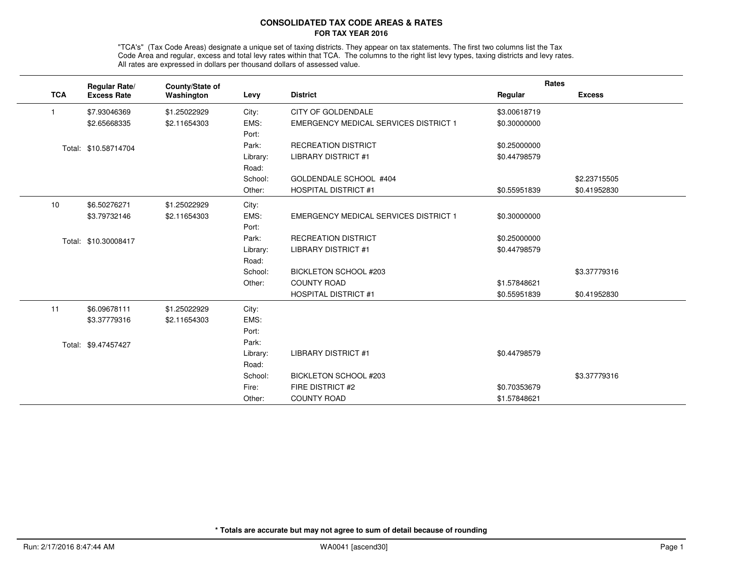# CONSOLIDATED TAX CODE AREAS & RATES

## FOR TAX YEAR 2016

"TCA's" (Tax Code Areas) designate a unique set of taxing districts. They appear on tax statements. The first two columns list the Tax Code Area and regular, excess and total levy rates within that TCA. The columns to the right list levy types, taxing districts and levy rates. All rates are expressed in dollars per thousand dollars of assessed value.

| TCA | Regular Rate/ Excess Rate | County/State of Washington | Levy | District | Rates Regular | Rates Excess |
|---|---|---|---|---|---|---|
| 1 | $7.93046369 | $1.25022929 | City: | CITY OF GOLDENDALE | $3.00618719 | |
| | $2.65668335 | $2.11654303 | EMS: | EMERGENCY MEDICAL SERVICES DISTRICT 1 | $0.30000000 | |
| | | | Port: | | | |
| | Total: $10.58714704 | | Park: | RECREATION DISTRICT | $0.25000000 | |
| | | | Library: | LIBRARY DISTRICT #1 | $0.44798579 | |
| | | | Road: | | | |
| | | | School: | GOLDENDALE SCHOOL #404 | | $2.23715505 |
| | | | Other: | HOSPITAL DISTRICT #1 | $0.55951839 | $0.41952830 |
| 10 | $6.50276271 | $1.25022929 | City: | | | |
| | $3.79732146 | $2.11654303 | EMS: | EMERGENCY MEDICAL SERVICES DISTRICT 1 | $0.30000000 | |
| | | | Port: | | | |
| | Total: $10.30008417 | | Park: | RECREATION DISTRICT | $0.25000000 | |
| | | | Library: | LIBRARY DISTRICT #1 | $0.44798579 | |
| | | | Road: | | | |
| | | | School: | BICKLETON SCHOOL #203 | | $3.37779316 |
| | | | Other: | COUNTY ROAD | $1.57848621 | |
| | | | | HOSPITAL DISTRICT #1 | $0.55951839 | $0.41952830 |
| 11 | $6.09678111 | $1.25022929 | City: | | | |
| | $3.37779316 | $2.11654303 | EMS: | | | |
| | | | Port: | | | |
| | Total: $9.47457427 | | Park: | | | |
| | | | Library: | LIBRARY DISTRICT #1 | $0.44798579 | |
| | | | Road: | | | |
| | | | School: | BICKLETON SCHOOL #203 | | $3.37779316 |
| | | | Fire: | FIRE DISTRICT #2 | $0.70353679 | |
| | | | Other: | COUNTY ROAD | $1.57848621 | |

**\* Totals are accurate but may not agree to sum of detail because of rounding**

Run: 2/17/2016 8:47:44 AM WA0041 [ascend30]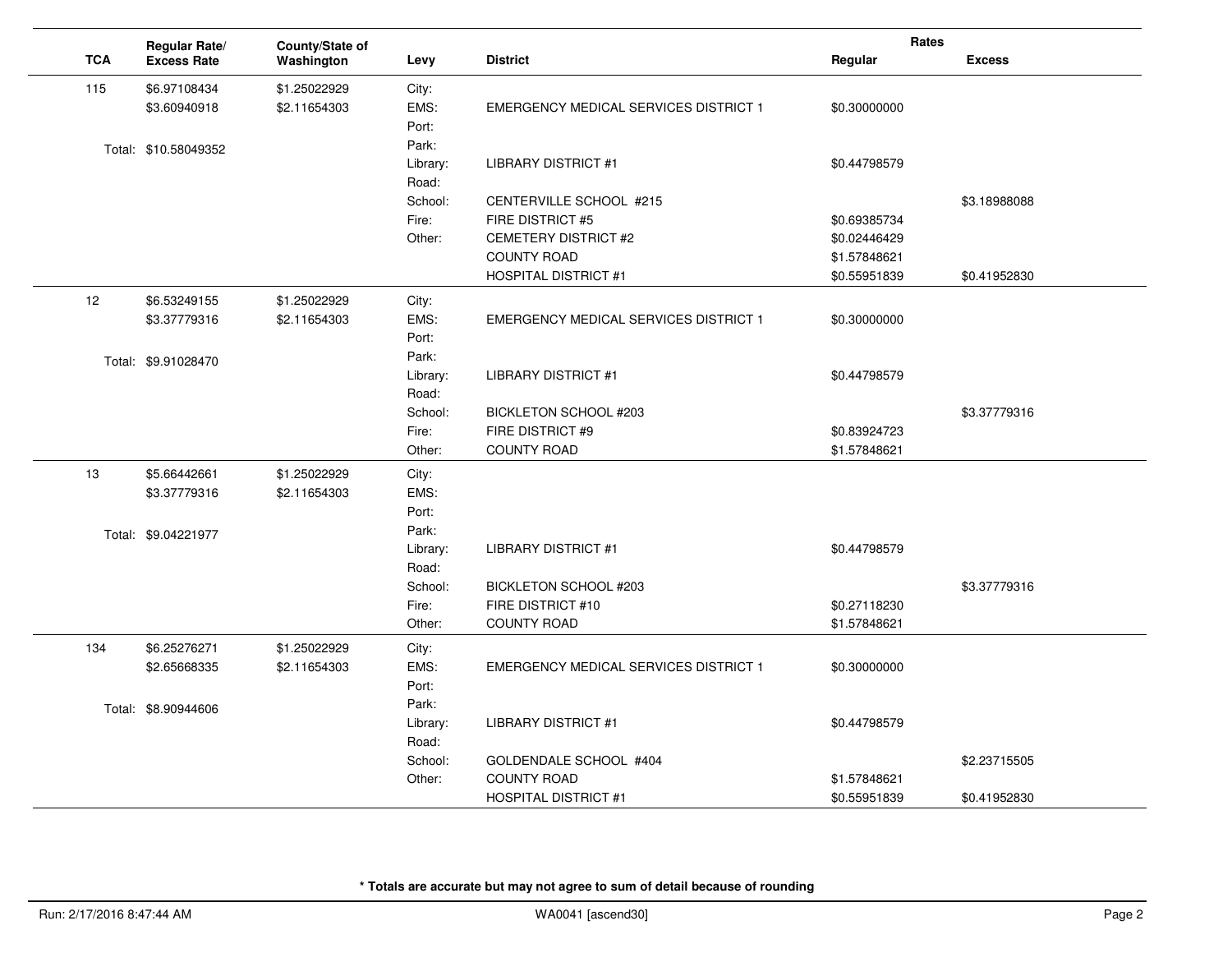| TCA | Regular Rate/ Excess Rate | County/State of Washington | Levy | District | Rates Regular | Rates Excess |
|---|---|---|---|---|---|---|
| 115 | $6.97108434 | $1.25022929 | City: | | | |
| | $3.60940918 | $2.11654303 | EMS: | EMERGENCY MEDICAL SERVICES DISTRICT 1 | $0.30000000 | |
| | | | Port: | | | |
| | Total: $10.58049352 | | Park: | | | |
| | | | Library: | LIBRARY DISTRICT #1 | $0.44798579 | |
| | | | Road: | | | |
| | | | School: | CENTERVILLE SCHOOL #215 | | $3.18988088 |
| | | | Fire: | FIRE DISTRICT #5 | $0.69385734 | |
| | | | Other: | CEMETERY DISTRICT #2 | $0.02446429 | |
| | | | | COUNTY ROAD | $1.57848621 | |
| | | | | HOSPITAL DISTRICT #1 | $0.55951839 | $0.41952830 |
| 12 | $6.53249155 | $1.25022929 | City: | | | |
| | $3.37779316 | $2.11654303 | EMS: | EMERGENCY MEDICAL SERVICES DISTRICT 1 | $0.30000000 | |
| | | | Port: | | | |
| | Total: $9.91028470 | | Park: | | | |
| | | | Library: | LIBRARY DISTRICT #1 | $0.44798579 | |
| | | | Road: | | | |
| | | | School: | BICKLETON SCHOOL #203 | | $3.37779316 |
| | | | Fire: | FIRE DISTRICT #9 | $0.83924723 | |
| | | | Other: | COUNTY ROAD | $1.57848621 | |
| 13 | $5.66442661 | $1.25022929 | City: | | | |
| | $3.37779316 | $2.11654303 | EMS: | | | |
| | | | Port: | | | |
| | Total: $9.04221977 | | Park: | | | |
| | | | Library: | LIBRARY DISTRICT #1 | $0.44798579 | |
| | | | Road: | | | |
| | | | School: | BICKLETON SCHOOL #203 | | $3.37779316 |
| | | | Fire: | FIRE DISTRICT #10 | $0.27118230 | |
| | | | Other: | COUNTY ROAD | $1.57848621 | |
| 134 | $6.25276271 | $1.25022929 | City: | | | |
| | $2.65668335 | $2.11654303 | EMS: | EMERGENCY MEDICAL SERVICES DISTRICT 1 | $0.30000000 | |
| | | | Port: | | | |
| | Total: $8.90944606 | | Park: | | | |
| | | | Library: | LIBRARY DISTRICT #1 | $0.44798579 | |
| | | | Road: | | | |
| | | | School: | GOLDENDALE SCHOOL #404 | | $2.23715505 |
| | | | Other: | COUNTY ROAD | $1.57848621 | |
| | | | | HOSPITAL DISTRICT #1 | $0.55951839 | $0.41952830 |

**\* Totals are accurate but may not agree to sum of detail because of rounding**

Run: 2/17/2016 8:47:44 AM WA0041 [ascend30]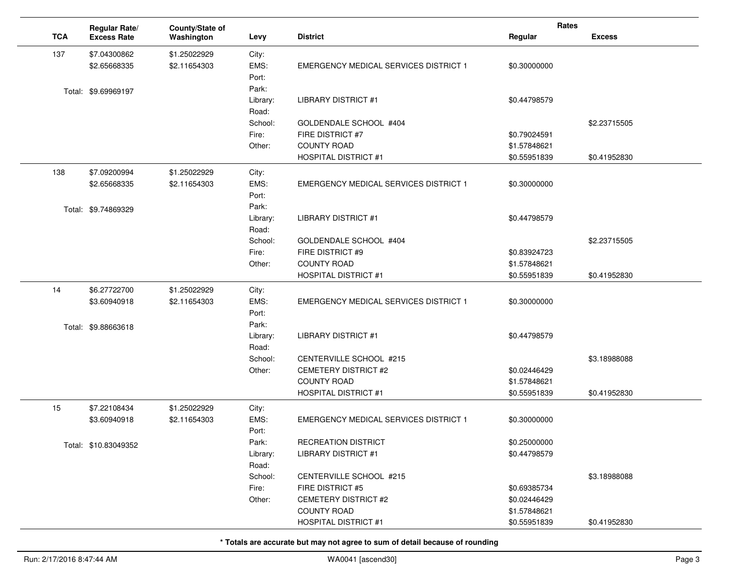| TCA | Regular Rate/ Excess Rate | County/State of Washington | Levy | District | Rates Regular | Excess |
|---|---|---|---|---|---|---|
| 137 | $7.04300862 | $1.25022929 | City: | | | |
| | $2.65668335 | $2.11654303 | EMS: | EMERGENCY MEDICAL SERVICES DISTRICT 1 | $0.30000000 | |
| | | | Port: | | | |
| | Total: $9.69969197 | | Park: | | | |
| | | | Library: | LIBRARY DISTRICT #1 | $0.44798579 | |
| | | | Road: | | | |
| | | | School: | GOLDENDALE SCHOOL #404 | | $2.23715505 |
| | | | Fire: | FIRE DISTRICT #7 | $0.79024591 | |
| | | | Other: | COUNTY ROAD | $1.57848621 | |
| | | | | HOSPITAL DISTRICT #1 | $0.55951839 | $0.41952830 |
| 138 | $7.09200994 | $1.25022929 | City: | | | |
| | $2.65668335 | $2.11654303 | EMS: | EMERGENCY MEDICAL SERVICES DISTRICT 1 | $0.30000000 | |
| | | | Port: | | | |
| | Total: $9.74869329 | | Park: | | | |
| | | | Library: | LIBRARY DISTRICT #1 | $0.44798579 | |
| | | | Road: | | | |
| | | | School: | GOLDENDALE SCHOOL #404 | | $2.23715505 |
| | | | Fire: | FIRE DISTRICT #9 | $0.83924723 | |
| | | | Other: | COUNTY ROAD | $1.57848621 | |
| | | | | HOSPITAL DISTRICT #1 | $0.55951839 | $0.41952830 |
| 14 | $6.27722700 | $1.25022929 | City: | | | |
| | $3.60940918 | $2.11654303 | EMS: | EMERGENCY MEDICAL SERVICES DISTRICT 1 | $0.30000000 | |
| | | | Port: | | | |
| | Total: $9.88663618 | | Park: | | | |
| | | | Library: | LIBRARY DISTRICT #1 | $0.44798579 | |
| | | | Road: | | | |
| | | | School: | CENTERVILLE SCHOOL #215 | | $3.18988088 |
| | | | Other: | CEMETERY DISTRICT #2 | $0.02446429 | |
| | | | | COUNTY ROAD | $1.57848621 | |
| | | | | HOSPITAL DISTRICT #1 | $0.55951839 | $0.41952830 |
| 15 | $7.22108434 | $1.25022929 | City: | | | |
| | $3.60940918 | $2.11654303 | EMS: | EMERGENCY MEDICAL SERVICES DISTRICT 1 | $0.30000000 | |
| | | | Port: | | | |
| | Total: $10.83049352 | | Park: | RECREATION DISTRICT | $0.25000000 | |
| | | | Library: | LIBRARY DISTRICT #1 | $0.44798579 | |
| | | | Road: | | | |
| | | | School: | CENTERVILLE SCHOOL #215 | | $3.18988088 |
| | | | Fire: | FIRE DISTRICT #5 | $0.69385734 | |
| | | | Other: | CEMETERY DISTRICT #2 | $0.02446429 | |
| | | | | COUNTY ROAD | $1.57848621 | |
| | | | | HOSPITAL DISTRICT #1 | $0.55951839 | $0.41952830 |

**\* Totals are accurate but may not agree to sum of detail because of rounding**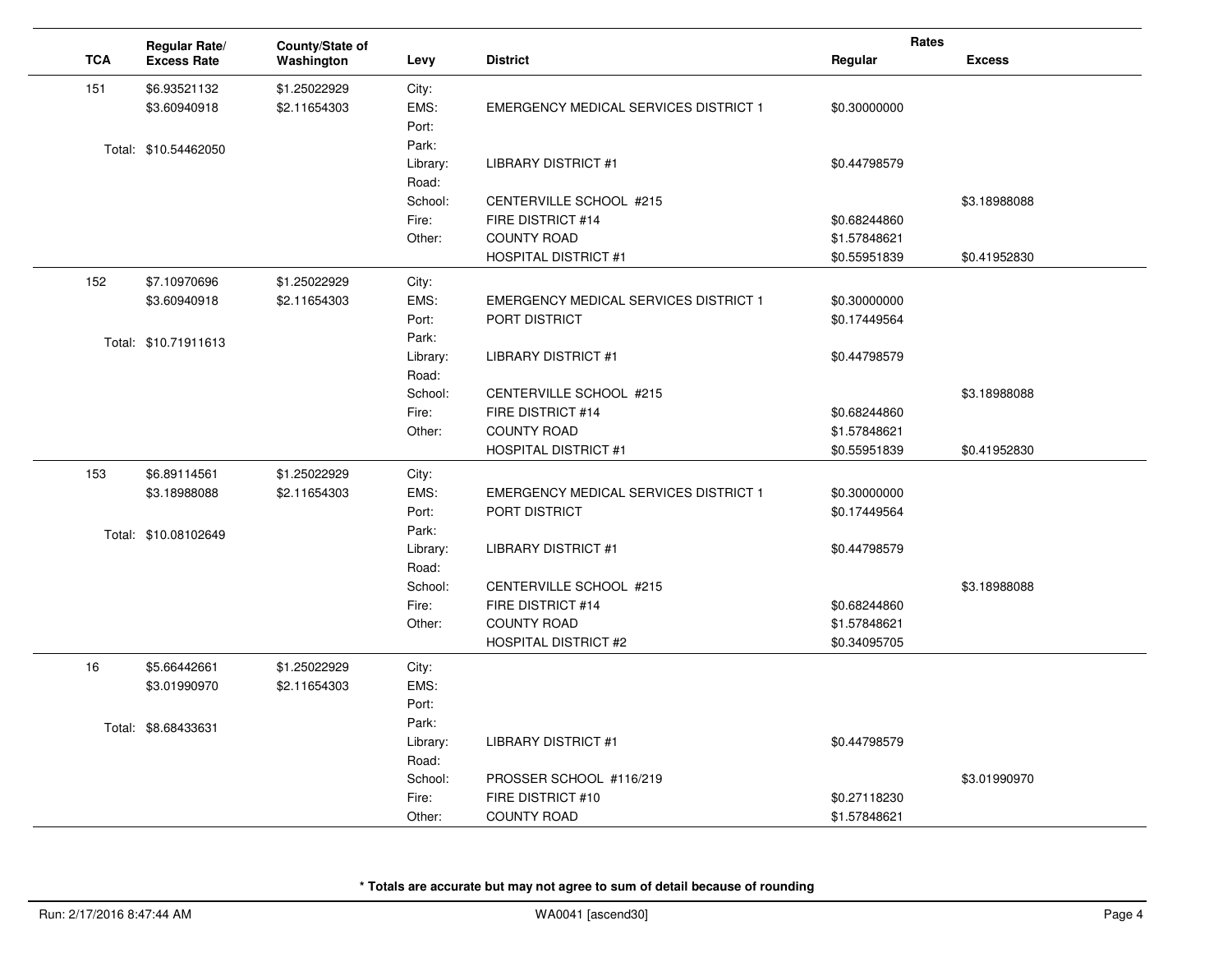| TCA | Regular Rate/ Excess Rate | County/State of Washington | Levy | District | Rates Regular | Rates Excess |
|---|---|---|---|---|---|---|
| 151 | $6.93521132 | $1.25022929 | City: | | | |
| | $3.60940918 | $2.11654303 | EMS: | EMERGENCY MEDICAL SERVICES DISTRICT 1 | $0.30000000 | |
| | | | Port: | | | |
| | Total: $10.54462050 | | Park: | | | |
| | | | Library: | LIBRARY DISTRICT #1 | $0.44798579 | |
| | | | Road: | | | |
| | | | School: | CENTERVILLE SCHOOL #215 | | $3.18988088 |
| | | | Fire: | FIRE DISTRICT #14 | $0.68244860 | |
| | | | Other: | COUNTY ROAD | $1.57848621 | |
| | | | | HOSPITAL DISTRICT #1 | $0.55951839 | $0.41952830 |
| 152 | $7.10970696 | $1.25022929 | City: | | | |
| | $3.60940918 | $2.11654303 | EMS: | EMERGENCY MEDICAL SERVICES DISTRICT 1 | $0.30000000 | |
| | | | Port: | PORT DISTRICT | $0.17449564 | |
| | Total: $10.71911613 | | Park: | | | |
| | | | Library: | LIBRARY DISTRICT #1 | $0.44798579 | |
| | | | Road: | | | |
| | | | School: | CENTERVILLE SCHOOL #215 | | $3.18988088 |
| | | | Fire: | FIRE DISTRICT #14 | $0.68244860 | |
| | | | Other: | COUNTY ROAD | $1.57848621 | |
| | | | | HOSPITAL DISTRICT #1 | $0.55951839 | $0.41952830 |
| 153 | $6.89114561 | $1.25022929 | City: | | | |
| | $3.18988088 | $2.11654303 | EMS: | EMERGENCY MEDICAL SERVICES DISTRICT 1 | $0.30000000 | |
| | | | Port: | PORT DISTRICT | $0.17449564 | |
| | Total: $10.08102649 | | Park: | | | |
| | | | Library: | LIBRARY DISTRICT #1 | $0.44798579 | |
| | | | Road: | | | |
| | | | School: | CENTERVILLE SCHOOL #215 | | $3.18988088 |
| | | | Fire: | FIRE DISTRICT #14 | $0.68244860 | |
| | | | Other: | COUNTY ROAD | $1.57848621 | |
| | | | | HOSPITAL DISTRICT #2 | $0.34095705 | |
| 16 | $5.66442661 | $1.25022929 | City: | | | |
| | $3.01990970 | $2.11654303 | EMS: | | | |
| | | | Port: | | | |
| | Total: $8.68433631 | | Park: | | | |
| | | | Library: | LIBRARY DISTRICT #1 | $0.44798579 | |
| | | | Road: | | | |
| | | | School: | PROSSER SCHOOL #116/219 | | $3.01990970 |
| | | | Fire: | FIRE DISTRICT #10 | $0.27118230 | |
| | | | Other: | COUNTY ROAD | $1.57848621 | |

**\* Totals are accurate but may not agree to sum of detail because of rounding**

Run: 2/17/2016 8:47:44 AM WA0041 [ascend30]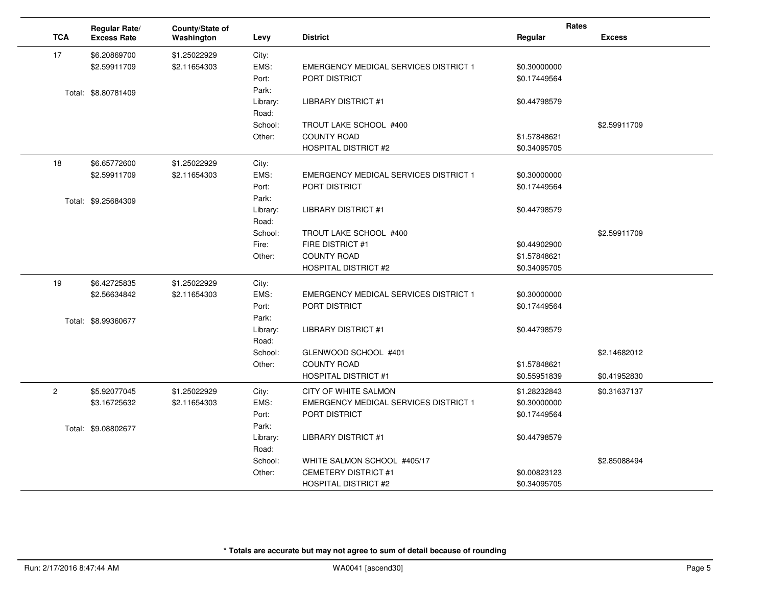| TCA | Regular Rate/ Excess Rate | County/State of Washington | Levy | District | Rates Regular | Excess |
|---|---|---|---|---|---|---|
| 17 | $6.20869700 | $1.25022929 | City: | | | |
| | $2.59911709 | $2.11654303 | EMS: | EMERGENCY MEDICAL SERVICES DISTRICT 1 | $0.30000000 | |
| | | | Port: | PORT DISTRICT | $0.17449564 | |
| | Total: $8.80781409 | | Park: | | | |
| | | | Library: | LIBRARY DISTRICT #1 | $0.44798579 | |
| | | | Road: | | | |
| | | | School: | TROUT LAKE SCHOOL #400 | | $2.59911709 |
| | | | Other: | COUNTY ROAD | $1.57848621 | |
| | | | | HOSPITAL DISTRICT #2 | $0.34095705 | |
| 18 | $6.65772600 | $1.25022929 | City: | | | |
| | $2.59911709 | $2.11654303 | EMS: | EMERGENCY MEDICAL SERVICES DISTRICT 1 | $0.30000000 | |
| | | | Port: | PORT DISTRICT | $0.17449564 | |
| | Total: $9.25684309 | | Park: | | | |
| | | | Library: | LIBRARY DISTRICT #1 | $0.44798579 | |
| | | | Road: | | | |
| | | | School: | TROUT LAKE SCHOOL #400 | | $2.59911709 |
| | | | Fire: | FIRE DISTRICT #1 | $0.44902900 | |
| | | | Other: | COUNTY ROAD | $1.57848621 | |
| | | | | HOSPITAL DISTRICT #2 | $0.34095705 | |
| 19 | $6.42725835 | $1.25022929 | City: | | | |
| | $2.56634842 | $2.11654303 | EMS: | EMERGENCY MEDICAL SERVICES DISTRICT 1 | $0.30000000 | |
| | | | Port: | PORT DISTRICT | $0.17449564 | |
| | Total: $8.99360677 | | Park: | | | |
| | | | Library: | LIBRARY DISTRICT #1 | $0.44798579 | |
| | | | Road: | | | |
| | | | School: | GLENWOOD SCHOOL #401 | | $2.14682012 |
| | | | Other: | COUNTY ROAD | $1.57848621 | |
| | | | | HOSPITAL DISTRICT #1 | $0.55951839 | $0.41952830 |
| 2 | $5.92077045 | $1.25022929 | City: | CITY OF WHITE SALMON | $1.28232843 | $0.31637137 |
| | $3.16725632 | $2.11654303 | EMS: | EMERGENCY MEDICAL SERVICES DISTRICT 1 | $0.30000000 | |
| | | | Port: | PORT DISTRICT | $0.17449564 | |
| | Total: $9.08802677 | | Park: | | | |
| | | | Library: | LIBRARY DISTRICT #1 | $0.44798579 | |
| | | | Road: | | | |
| | | | School: | WHITE SALMON SCHOOL #405/17 | | $2.85088494 |
| | | | Other: | CEMETERY DISTRICT #1 | $0.00823123 | |
| | | | | HOSPITAL DISTRICT #2 | $0.34095705 | |

**\* Totals are accurate but may not agree to sum of detail because of rounding**

Run: 2/17/2016 8:47:44 AM WA0041 [ascend30]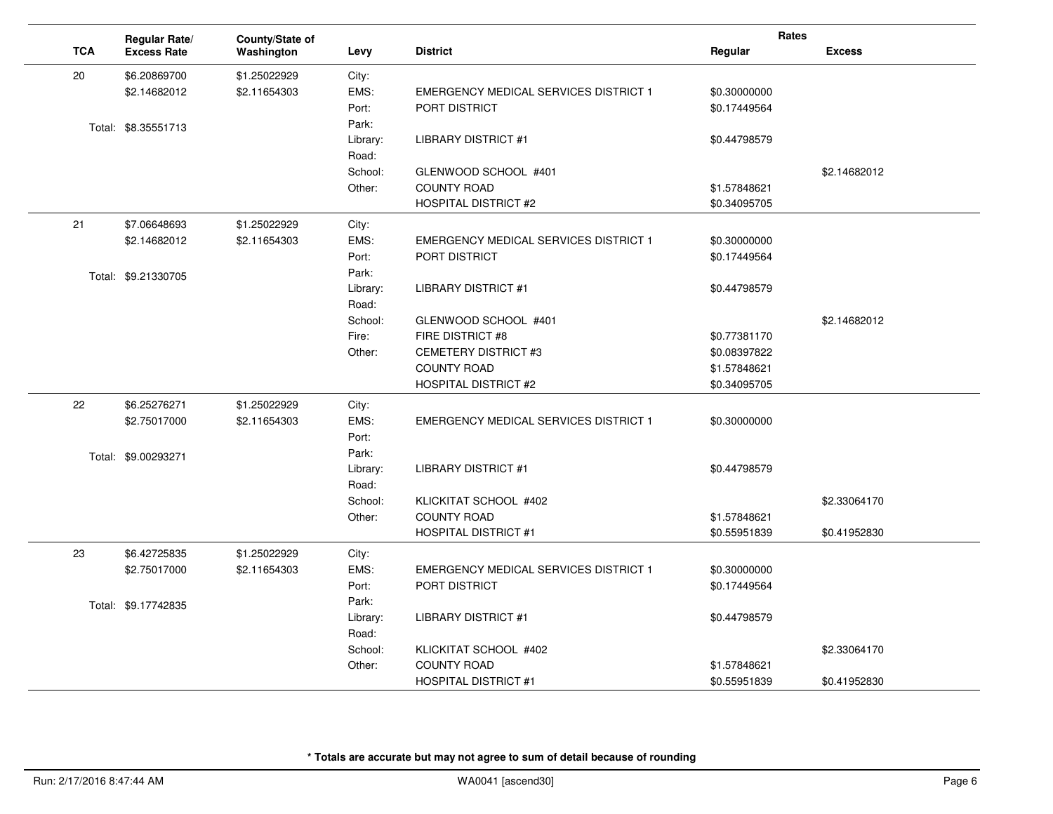| TCA | Regular Rate/ Excess Rate | County/State of Washington | Levy | District | Rates Regular | Excess |
|---|---|---|---|---|---|---|
| 20 | $6.20869700 | $1.25022929 | City: | | | |
| | $2.14682012 | $2.11654303 | EMS: | EMERGENCY MEDICAL SERVICES DISTRICT 1 | $0.30000000 | |
| | | | Port: | PORT DISTRICT | $0.17449564 | |
| | Total: $8.35551713 | | Park: | | | |
| | | | Library: | LIBRARY DISTRICT #1 | $0.44798579 | |
| | | | Road: | | | |
| | | | School: | GLENWOOD SCHOOL #401 | | $2.14682012 |
| | | | Other: | COUNTY ROAD | $1.57848621 | |
| | | | | HOSPITAL DISTRICT #2 | $0.34095705 | |
| 21 | $7.06648693 | $1.25022929 | City: | | | |
| | $2.14682012 | $2.11654303 | EMS: | EMERGENCY MEDICAL SERVICES DISTRICT 1 | $0.30000000 | |
| | | | Port: | PORT DISTRICT | $0.17449564 | |
| | Total: $9.21330705 | | Park: | | | |
| | | | Library: | LIBRARY DISTRICT #1 | $0.44798579 | |
| | | | Road: | | | |
| | | | School: | GLENWOOD SCHOOL #401 | | $2.14682012 |
| | | | Fire: | FIRE DISTRICT #8 | $0.77381170 | |
| | | | Other: | CEMETERY DISTRICT #3 | $0.08397822 | |
| | | | | COUNTY ROAD | $1.57848621 | |
| | | | | HOSPITAL DISTRICT #2 | $0.34095705 | |
| 22 | $6.25276271 | $1.25022929 | City: | | | |
| | $2.75017000 | $2.11654303 | EMS: | EMERGENCY MEDICAL SERVICES DISTRICT 1 | $0.30000000 | |
| | | | Port: | | | |
| | Total: $9.00293271 | | Park: | | | |
| | | | Library: | LIBRARY DISTRICT #1 | $0.44798579 | |
| | | | Road: | | | |
| | | | School: | KLICKITAT SCHOOL #402 | | $2.33064170 |
| | | | Other: | COUNTY ROAD | $1.57848621 | |
| | | | | HOSPITAL DISTRICT #1 | $0.55951839 | $0.41952830 |
| 23 | $6.42725835 | $1.25022929 | City: | | | |
| | $2.75017000 | $2.11654303 | EMS: | EMERGENCY MEDICAL SERVICES DISTRICT 1 | $0.30000000 | |
| | | | Port: | PORT DISTRICT | $0.17449564 | |
| | Total: $9.17742835 | | Park: | | | |
| | | | Library: | LIBRARY DISTRICT #1 | $0.44798579 | |
| | | | Road: | | | |
| | | | School: | KLICKITAT SCHOOL #402 | | $2.33064170 |
| | | | Other: | COUNTY ROAD | $1.57848621 | |
| | | | | HOSPITAL DISTRICT #1 | $0.55951839 | $0.41952830 |

**\* Totals are accurate but may not agree to sum of detail because of rounding**

Run: 2/17/2016 8:47:44 AM WA0041 [ascend30]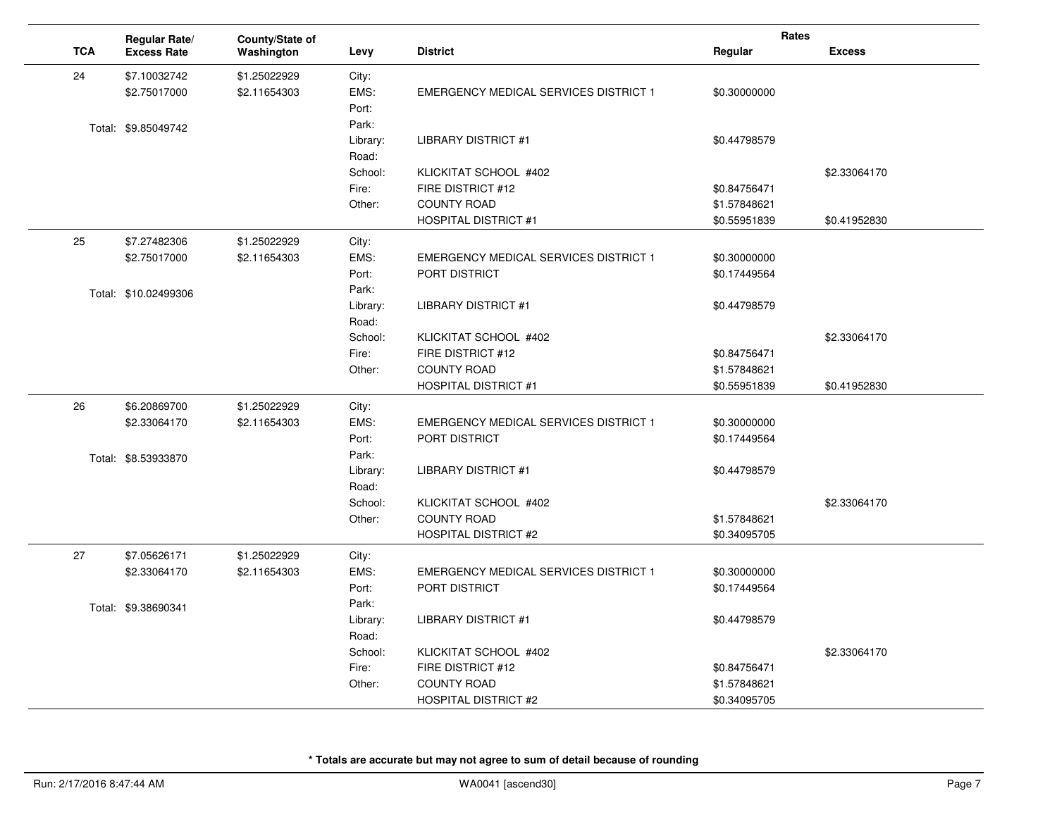| TCA | Regular Rate/ Excess Rate | County/State of Washington | Levy | District | Rates Regular | Excess |
|---|---|---|---|---|---|---|
| 24 | $7.10032742 | $1.25022929 | City: | | | |
| | $2.75017000 | $2.11654303 | EMS: | EMERGENCY MEDICAL SERVICES DISTRICT 1 | $0.30000000 | |
| | | | Port: | | | |
| | Total: $9.85049742 | | Park: | | | |
| | | | Library: | LIBRARY DISTRICT #1 | $0.44798579 | |
| | | | Road: | | | |
| | | | School: | KLICKITAT SCHOOL #402 | | $2.33064170 |
| | | | Fire: | FIRE DISTRICT #12 | $0.84756471 | |
| | | | Other: | COUNTY ROAD | $1.57848621 | |
| | | | | HOSPITAL DISTRICT #1 | $0.55951839 | $0.41952830 |
| 25 | $7.27482306 | $1.25022929 | City: | | | |
| | $2.75017000 | $2.11654303 | EMS: | EMERGENCY MEDICAL SERVICES DISTRICT 1 | $0.30000000 | |
| | | | Port: | PORT DISTRICT | $0.17449564 | |
| | Total: $10.02499306 | | Park: | | | |
| | | | Library: | LIBRARY DISTRICT #1 | $0.44798579 | |
| | | | Road: | | | |
| | | | School: | KLICKITAT SCHOOL #402 | | $2.33064170 |
| | | | Fire: | FIRE DISTRICT #12 | $0.84756471 | |
| | | | Other: | COUNTY ROAD | $1.57848621 | |
| | | | | HOSPITAL DISTRICT #1 | $0.55951839 | $0.41952830 |
| 26 | $6.20869700 | $1.25022929 | City: | | | |
| | $2.33064170 | $2.11654303 | EMS: | EMERGENCY MEDICAL SERVICES DISTRICT 1 | $0.30000000 | |
| | | | Port: | PORT DISTRICT | $0.17449564 | |
| | Total: $8.53933870 | | Park: | | | |
| | | | Library: | LIBRARY DISTRICT #1 | $0.44798579 | |
| | | | Road: | | | |
| | | | School: | KLICKITAT SCHOOL #402 | | $2.33064170 |
| | | | Other: | COUNTY ROAD | $1.57848621 | |
| | | | | HOSPITAL DISTRICT #2 | $0.34095705 | |
| 27 | $7.05626171 | $1.25022929 | City: | | | |
| | $2.33064170 | $2.11654303 | EMS: | EMERGENCY MEDICAL SERVICES DISTRICT 1 | $0.30000000 | |
| | | | Port: | PORT DISTRICT | $0.17449564 | |
| | Total: $9.38690341 | | Park: | | | |
| | | | Library: | LIBRARY DISTRICT #1 | $0.44798579 | |
| | | | Road: | | | |
| | | | School: | KLICKITAT SCHOOL #402 | | $2.33064170 |
| | | | Fire: | FIRE DISTRICT #12 | $0.84756471 | |
| | | | Other: | COUNTY ROAD | $1.57848621 | |
| | | | | HOSPITAL DISTRICT #2 | $0.34095705 | |

**\* Totals are accurate but may not agree to sum of detail because of rounding**

Run: 2/17/2016 8:47:44 AM WA0041 [ascend30]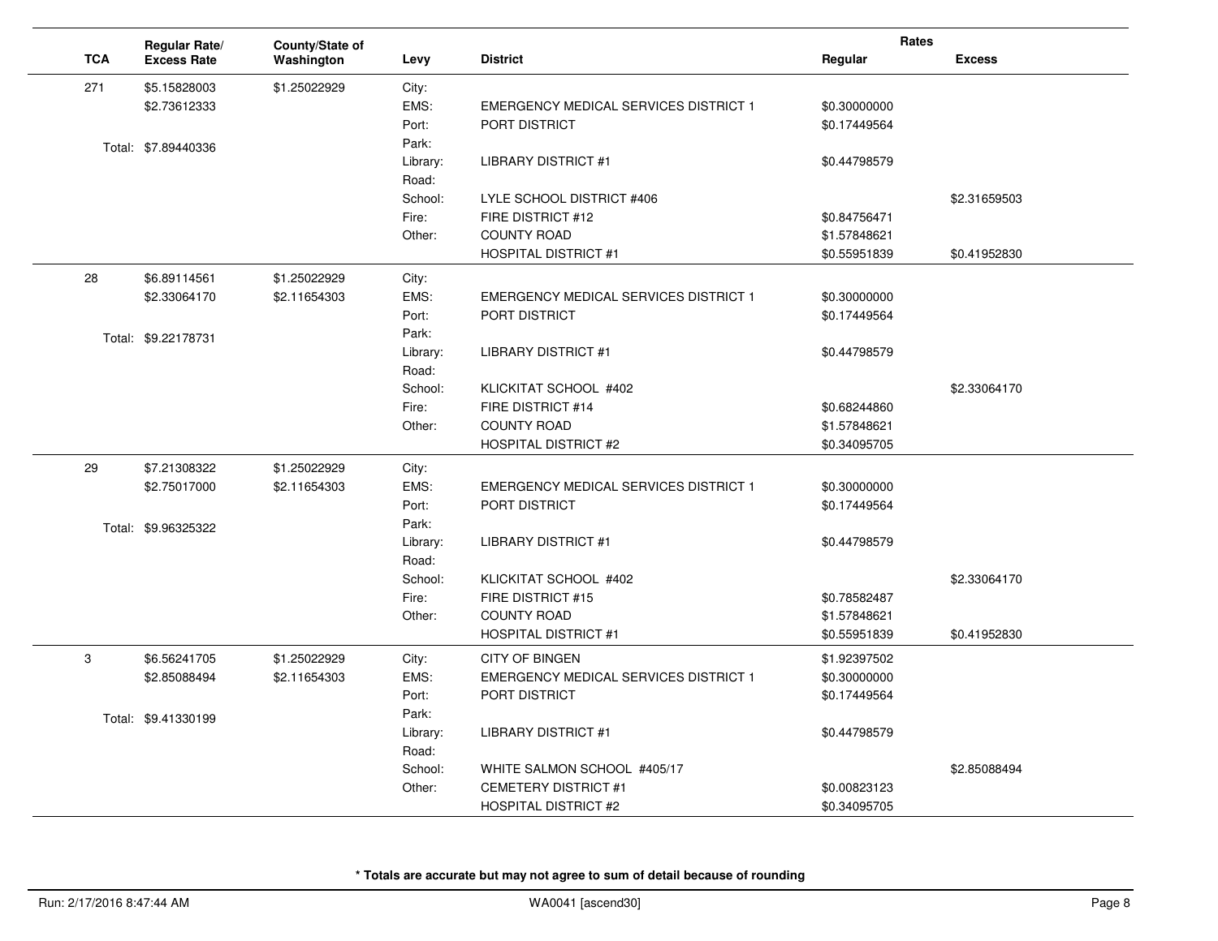| TCA | Regular Rate/ Excess Rate | County/State of Washington | Levy | District | Rates Regular | Excess |
|---|---|---|---|---|---|---|
| 271 | $5.15828003 | $1.25022929 | City: | | | |
| | $2.73612333 | | EMS: | EMERGENCY MEDICAL SERVICES DISTRICT 1 | $0.30000000 | |
| | | | Port: | PORT DISTRICT | $0.17449564 | |
| | Total: $7.89440336 | | Park: | | | |
| | | | Library: | LIBRARY DISTRICT #1 | $0.44798579 | |
| | | | Road: | | | |
| | | | School: | LYLE SCHOOL DISTRICT #406 | | $2.31659503 |
| | | | Fire: | FIRE DISTRICT #12 | $0.84756471 | |
| | | | Other: | COUNTY ROAD | $1.57848621 | |
| | | | | HOSPITAL DISTRICT #1 | $0.55951839 | $0.41952830 |
| 28 | $6.89114561 | $1.25022929 | City: | | | |
| | $2.33064170 | $2.11654303 | EMS: | EMERGENCY MEDICAL SERVICES DISTRICT 1 | $0.30000000 | |
| | | | Port: | PORT DISTRICT | $0.17449564 | |
| | Total: $9.22178731 | | Park: | | | |
| | | | Library: | LIBRARY DISTRICT #1 | $0.44798579 | |
| | | | Road: | | | |
| | | | School: | KLICKITAT SCHOOL #402 | | $2.33064170 |
| | | | Fire: | FIRE DISTRICT #14 | $0.68244860 | |
| | | | Other: | COUNTY ROAD | $1.57848621 | |
| | | | | HOSPITAL DISTRICT #2 | $0.34095705 | |
| 29 | $7.21308322 | $1.25022929 | City: | | | |
| | $2.75017000 | $2.11654303 | EMS: | EMERGENCY MEDICAL SERVICES DISTRICT 1 | $0.30000000 | |
| | | | Port: | PORT DISTRICT | $0.17449564 | |
| | Total: $9.96325322 | | Park: | | | |
| | | | Library: | LIBRARY DISTRICT #1 | $0.44798579 | |
| | | | Road: | | | |
| | | | School: | KLICKITAT SCHOOL #402 | | $2.33064170 |
| | | | Fire: | FIRE DISTRICT #15 | $0.78582487 | |
| | | | Other: | COUNTY ROAD | $1.57848621 | |
| | | | | HOSPITAL DISTRICT #1 | $0.55951839 | $0.41952830 |
| 3 | $6.56241705 | $1.25022929 | City: | CITY OF BINGEN | $1.92397502 | |
| | $2.85088494 | $2.11654303 | EMS: | EMERGENCY MEDICAL SERVICES DISTRICT 1 | $0.30000000 | |
| | | | Port: | PORT DISTRICT | $0.17449564 | |
| | Total: $9.41330199 | | Park: | | | |
| | | | Library: | LIBRARY DISTRICT #1 | $0.44798579 | |
| | | | Road: | | | |
| | | | School: | WHITE SALMON SCHOOL #405/17 | | $2.85088494 |
| | | | Other: | CEMETERY DISTRICT #1 | $0.00823123 | |
| | | | | HOSPITAL DISTRICT #2 | $0.34095705 | |

**\* Totals are accurate but may not agree to sum of detail because of rounding**

Run: 2/17/2016 8:47:44 AM WA0041 [ascend30]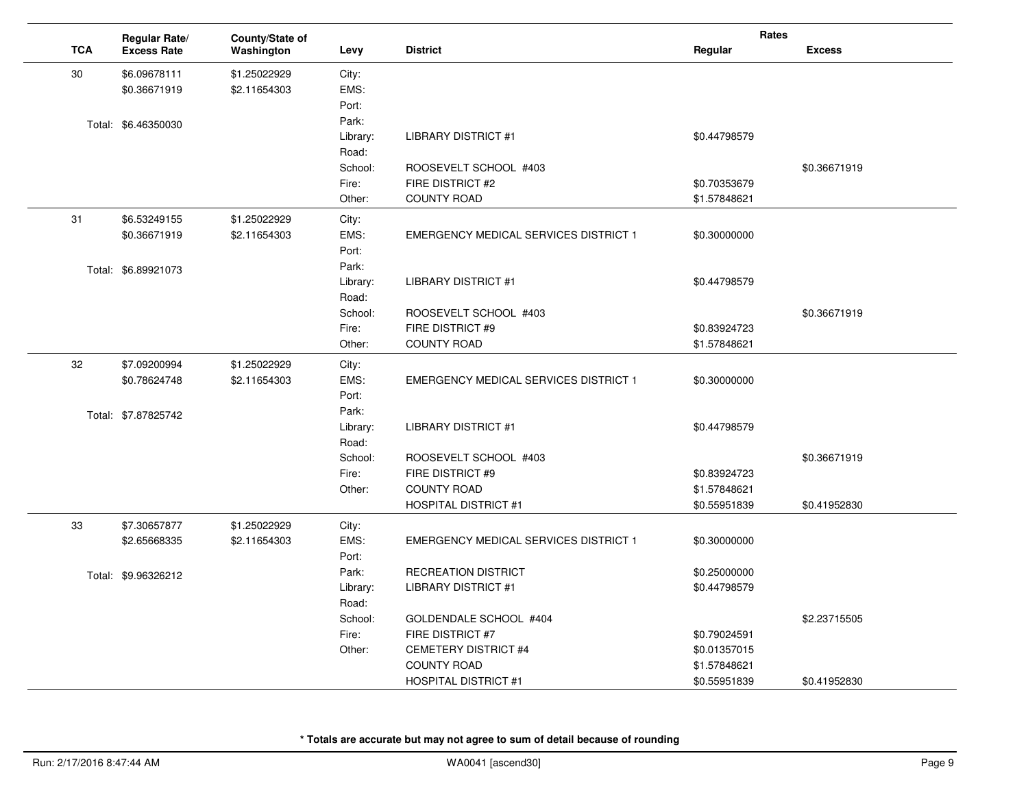| TCA | Regular Rate/ Excess Rate | County/State of Washington | Levy | District | Rates Regular | Rates Excess |
|---|---|---|---|---|---|---|
| 30 | $6.09678111 | $1.25022929 | City: | | | |
| | $0.36671919 | $2.11654303 | EMS: | | | |
| | | | Port: | | | |
| | Total: $6.46350030 | | Park: | | | |
| | | | Library: | LIBRARY DISTRICT #1 | $0.44798579 | |
| | | | Road: | | | |
| | | | School: | ROOSEVELT SCHOOL #403 | | $0.36671919 |
| | | | Fire: | FIRE DISTRICT #2 | $0.70353679 | |
| | | | Other: | COUNTY ROAD | $1.57848621 | |
| 31 | $6.53249155 | $1.25022929 | City: | | | |
| | $0.36671919 | $2.11654303 | EMS: | EMERGENCY MEDICAL SERVICES DISTRICT 1 | $0.30000000 | |
| | | | Port: | | | |
| | Total: $6.89921073 | | Park: | | | |
| | | | Library: | LIBRARY DISTRICT #1 | $0.44798579 | |
| | | | Road: | | | |
| | | | School: | ROOSEVELT SCHOOL #403 | | $0.36671919 |
| | | | Fire: | FIRE DISTRICT #9 | $0.83924723 | |
| | | | Other: | COUNTY ROAD | $1.57848621 | |
| 32 | $7.09200994 | $1.25022929 | City: | | | |
| | $0.78624748 | $2.11654303 | EMS: | EMERGENCY MEDICAL SERVICES DISTRICT 1 | $0.30000000 | |
| | | | Port: | | | |
| | Total: $7.87825742 | | Park: | | | |
| | | | Library: | LIBRARY DISTRICT #1 | $0.44798579 | |
| | | | Road: | | | |
| | | | School: | ROOSEVELT SCHOOL #403 | | $0.36671919 |
| | | | Fire: | FIRE DISTRICT #9 | $0.83924723 | |
| | | | Other: | COUNTY ROAD | $1.57848621 | |
| | | | | HOSPITAL DISTRICT #1 | $0.55951839 | $0.41952830 |
| 33 | $7.30657877 | $1.25022929 | City: | | | |
| | $2.65668335 | $2.11654303 | EMS: | EMERGENCY MEDICAL SERVICES DISTRICT 1 | $0.30000000 | |
| | | | Port: | | | |
| | Total: $9.96326212 | | Park: | RECREATION DISTRICT | $0.25000000 | |
| | | | Library: | LIBRARY DISTRICT #1 | $0.44798579 | |
| | | | Road: | | | |
| | | | School: | GOLDENDALE SCHOOL #404 | | $2.23715505 |
| | | | Fire: | FIRE DISTRICT #7 | $0.79024591 | |
| | | | Other: | CEMETERY DISTRICT #4 | $0.01357015 | |
| | | | | COUNTY ROAD | $1.57848621 | |
| | | | | HOSPITAL DISTRICT #1 | $0.55951839 | $0.41952830 |

**\* Totals are accurate but may not agree to sum of detail because of rounding**

Run: 2/17/2016 8:47:44 AM WA0041 [ascend30]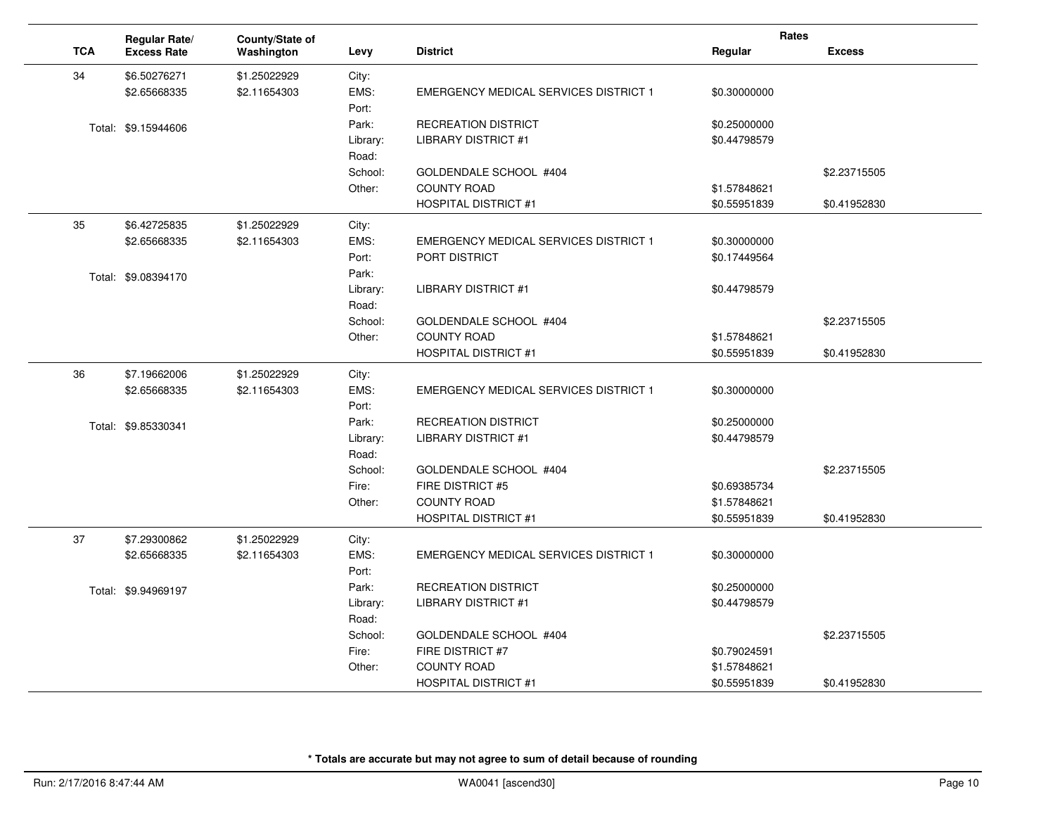| TCA | Regular Rate/ Excess Rate | County/State of Washington | Levy | District | Rates Regular | Rates Excess |
|---|---|---|---|---|---|---|
| 34 | $6.50276271 | $1.25022929 | City: | | | |
| | $2.65668335 | $2.11654303 | EMS: | EMERGENCY MEDICAL SERVICES DISTRICT 1 | $0.30000000 | |
| | | | Port: | | | |
| | Total: $9.15944606 | | Park: | RECREATION DISTRICT | $0.25000000 | |
| | | | Library: | LIBRARY DISTRICT #1 | $0.44798579 | |
| | | | Road: | | | |
| | | | School: | GOLDENDALE SCHOOL #404 | | $2.23715505 |
| | | | Other: | COUNTY ROAD | $1.57848621 | |
| | | | | HOSPITAL DISTRICT #1 | $0.55951839 | $0.41952830 |
| 35 | $6.42725835 | $1.25022929 | City: | | | |
| | $2.65668335 | $2.11654303 | EMS: | EMERGENCY MEDICAL SERVICES DISTRICT 1 | $0.30000000 | |
| | | | Port: | PORT DISTRICT | $0.17449564 | |
| | Total: $9.08394170 | | Park: | | | |
| | | | Library: | LIBRARY DISTRICT #1 | $0.44798579 | |
| | | | Road: | | | |
| | | | School: | GOLDENDALE SCHOOL #404 | | $2.23715505 |
| | | | Other: | COUNTY ROAD | $1.57848621 | |
| | | | | HOSPITAL DISTRICT #1 | $0.55951839 | $0.41952830 |
| 36 | $7.19662006 | $1.25022929 | City: | | | |
| | $2.65668335 | $2.11654303 | EMS: | EMERGENCY MEDICAL SERVICES DISTRICT 1 | $0.30000000 | |
| | | | Port: | | | |
| | Total: $9.85330341 | | Park: | RECREATION DISTRICT | $0.25000000 | |
| | | | Library: | LIBRARY DISTRICT #1 | $0.44798579 | |
| | | | Road: | | | |
| | | | School: | GOLDENDALE SCHOOL #404 | | $2.23715505 |
| | | | Fire: | FIRE DISTRICT #5 | $0.69385734 | |
| | | | Other: | COUNTY ROAD | $1.57848621 | |
| | | | | HOSPITAL DISTRICT #1 | $0.55951839 | $0.41952830 |
| 37 | $7.29300862 | $1.25022929 | City: | | | |
| | $2.65668335 | $2.11654303 | EMS: | EMERGENCY MEDICAL SERVICES DISTRICT 1 | $0.30000000 | |
| | | | Port: | | | |
| | Total: $9.94969197 | | Park: | RECREATION DISTRICT | $0.25000000 | |
| | | | Library: | LIBRARY DISTRICT #1 | $0.44798579 | |
| | | | Road: | | | |
| | | | School: | GOLDENDALE SCHOOL #404 | | $2.23715505 |
| | | | Fire: | FIRE DISTRICT #7 | $0.79024591 | |
| | | | Other: | COUNTY ROAD | $1.57848621 | |
| | | | | HOSPITAL DISTRICT #1 | $0.55951839 | $0.41952830 |

**\* Totals are accurate but may not agree to sum of detail because of rounding**

Run: 2/17/2016 8:47:44 AM WA0041 [ascend30]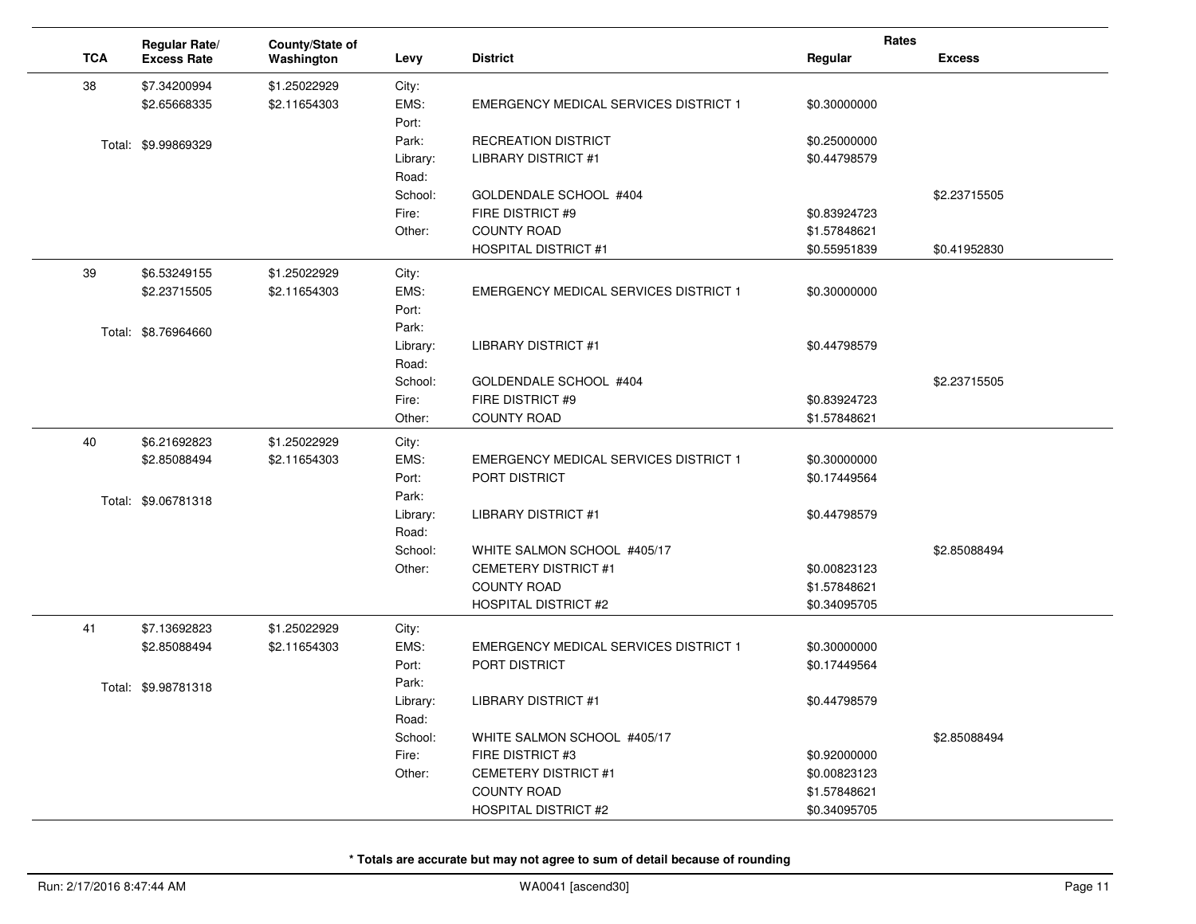| TCA | Regular Rate/ Excess Rate | County/State of Washington | Levy | District | Rates Regular | Rates Excess |
|---|---|---|---|---|---|---|
| 38 | $7.34200994 | $1.25022929 | City: | | | |
| | $2.65668335 | $2.11654303 | EMS: | EMERGENCY MEDICAL SERVICES DISTRICT 1 | $0.30000000 | |
| | | | Port: | | | |
| | Total: $9.99869329 | | Park: | RECREATION DISTRICT | $0.25000000 | |
| | | | Library: | LIBRARY DISTRICT #1 | $0.44798579 | |
| | | | Road: | | | |
| | | | School: | GOLDENDALE SCHOOL #404 | | $2.23715505 |
| | | | Fire: | FIRE DISTRICT #9 | $0.83924723 | |
| | | | Other: | COUNTY ROAD | $1.57848621 | |
| | | | | HOSPITAL DISTRICT #1 | $0.55951839 | $0.41952830 |
| 39 | $6.53249155 | $1.25022929 | City: | | | |
| | $2.23715505 | $2.11654303 | EMS: | EMERGENCY MEDICAL SERVICES DISTRICT 1 | $0.30000000 | |
| | | | Port: | | | |
| | Total: $8.76964660 | | Park: | | | |
| | | | Library: | LIBRARY DISTRICT #1 | $0.44798579 | |
| | | | Road: | | | |
| | | | School: | GOLDENDALE SCHOOL #404 | | $2.23715505 |
| | | | Fire: | FIRE DISTRICT #9 | $0.83924723 | |
| | | | Other: | COUNTY ROAD | $1.57848621 | |
| 40 | $6.21692823 | $1.25022929 | City: | | | |
| | $2.85088494 | $2.11654303 | EMS: | EMERGENCY MEDICAL SERVICES DISTRICT 1 | $0.30000000 | |
| | | | Port: | PORT DISTRICT | $0.17449564 | |
| | Total: $9.06781318 | | Park: | | | |
| | | | Library: | LIBRARY DISTRICT #1 | $0.44798579 | |
| | | | Road: | | | |
| | | | School: | WHITE SALMON SCHOOL #405/17 | | $2.85088494 |
| | | | Other: | CEMETERY DISTRICT #1 | $0.00823123 | |
| | | | | COUNTY ROAD | $1.57848621 | |
| | | | | HOSPITAL DISTRICT #2 | $0.34095705 | |
| 41 | $7.13692823 | $1.25022929 | City: | | | |
| | $2.85088494 | $2.11654303 | EMS: | EMERGENCY MEDICAL SERVICES DISTRICT 1 | $0.30000000 | |
| | | | Port: | PORT DISTRICT | $0.17449564 | |
| | Total: $9.98781318 | | Park: | | | |
| | | | Library: | LIBRARY DISTRICT #1 | $0.44798579 | |
| | | | Road: | | | |
| | | | School: | WHITE SALMON SCHOOL #405/17 | | $2.85088494 |
| | | | Fire: | FIRE DISTRICT #3 | $0.92000000 | |
| | | | Other: | CEMETERY DISTRICT #1 | $0.00823123 | |
| | | | | COUNTY ROAD | $1.57848621 | |
| | | | | HOSPITAL DISTRICT #2 | $0.34095705 | |

**\* Totals are accurate but may not agree to sum of detail because of rounding**

Run: 2/17/2016 8:47:44 AM WA0041 [ascend30]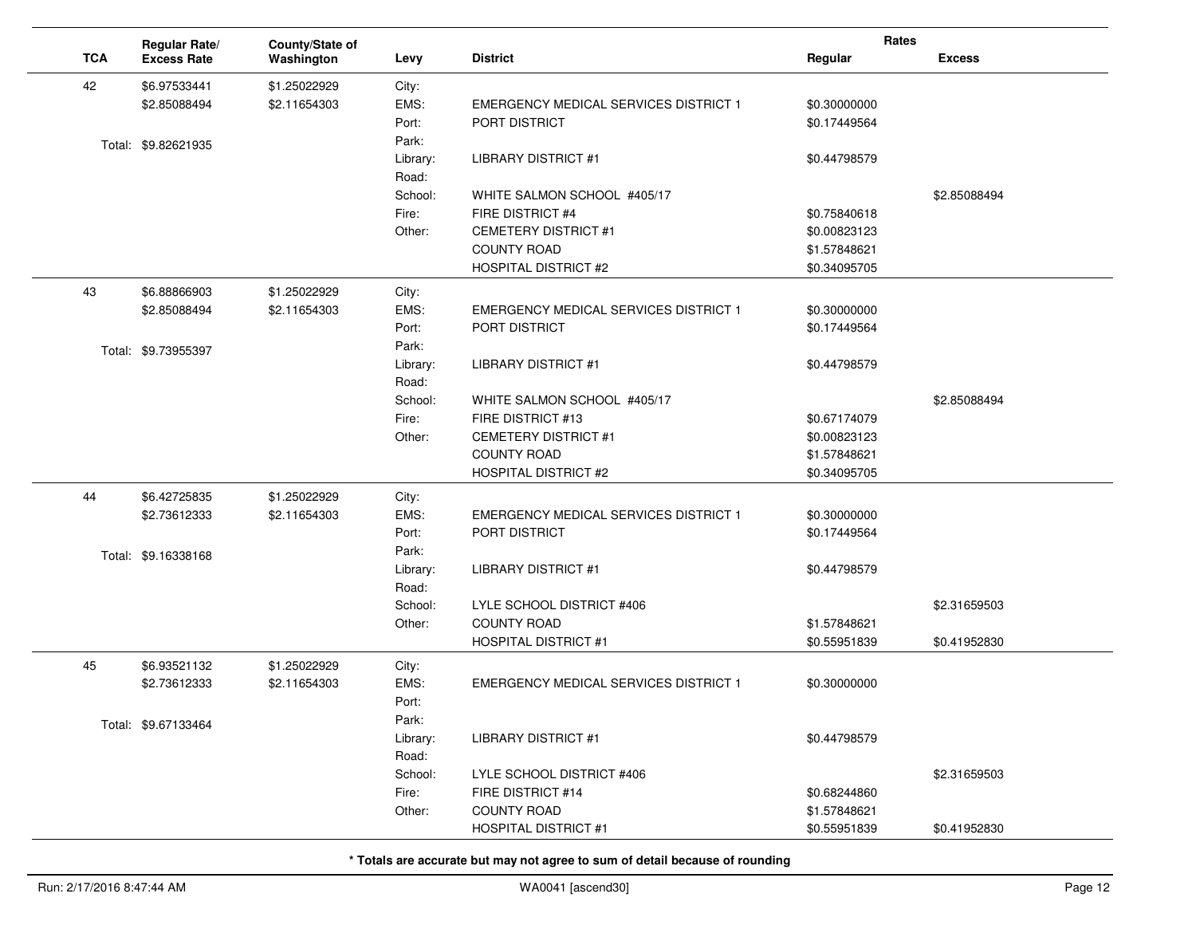| TCA | Regular Rate/ Excess Rate | County/State of Washington | Levy | District | Rates Regular | Rates Excess |
|---|---|---|---|---|---|---|
| 42 | $6.97533441 | $1.25022929 | City: | | | |
| | $2.85088494 | $2.11654303 | EMS: | EMERGENCY MEDICAL SERVICES DISTRICT 1 | $0.30000000 | |
| | | | Port: | PORT DISTRICT | $0.17449564 | |
| | Total: $9.82621935 | | Park: | | | |
| | | | Library: | LIBRARY DISTRICT #1 | $0.44798579 | |
| | | | Road: | | | |
| | | | School: | WHITE SALMON SCHOOL #405/17 | | $2.85088494 |
| | | | Fire: | FIRE DISTRICT #4 | $0.75840618 | |
| | | | Other: | CEMETERY DISTRICT #1 | $0.00823123 | |
| | | | | COUNTY ROAD | $1.57848621 | |
| | | | | HOSPITAL DISTRICT #2 | $0.34095705 | |
| 43 | $6.88866903 | $1.25022929 | City: | | | |
| | $2.85088494 | $2.11654303 | EMS: | EMERGENCY MEDICAL SERVICES DISTRICT 1 | $0.30000000 | |
| | | | Port: | PORT DISTRICT | $0.17449564 | |
| | Total: $9.73955397 | | Park: | | | |
| | | | Library: | LIBRARY DISTRICT #1 | $0.44798579 | |
| | | | Road: | | | |
| | | | School: | WHITE SALMON SCHOOL #405/17 | | $2.85088494 |
| | | | Fire: | FIRE DISTRICT #13 | $0.67174079 | |
| | | | Other: | CEMETERY DISTRICT #1 | $0.00823123 | |
| | | | | COUNTY ROAD | $1.57848621 | |
| | | | | HOSPITAL DISTRICT #2 | $0.34095705 | |
| 44 | $6.42725835 | $1.25022929 | City: | | | |
| | $2.73612333 | $2.11654303 | EMS: | EMERGENCY MEDICAL SERVICES DISTRICT 1 | $0.30000000 | |
| | | | Port: | PORT DISTRICT | $0.17449564 | |
| | Total: $9.16338168 | | Park: | | | |
| | | | Library: | LIBRARY DISTRICT #1 | $0.44798579 | |
| | | | Road: | | | |
| | | | School: | LYLE SCHOOL DISTRICT #406 | | $2.31659503 |
| | | | Other: | COUNTY ROAD | $1.57848621 | |
| | | | | HOSPITAL DISTRICT #1 | $0.55951839 | $0.41952830 |
| 45 | $6.93521132 | $1.25022929 | City: | | | |
| | $2.73612333 | $2.11654303 | EMS: | EMERGENCY MEDICAL SERVICES DISTRICT 1 | $0.30000000 | |
| | | | Port: | | | |
| | Total: $9.67133464 | | Park: | | | |
| | | | Library: | LIBRARY DISTRICT #1 | $0.44798579 | |
| | | | Road: | | | |
| | | | School: | LYLE SCHOOL DISTRICT #406 | | $2.31659503 |
| | | | Fire: | FIRE DISTRICT #14 | $0.68244860 | |
| | | | Other: | COUNTY ROAD | $1.57848621 | |
| | | | | HOSPITAL DISTRICT #1 | $0.55951839 | $0.41952830 |

**\* Totals are accurate but may not agree to sum of detail because of rounding**

Run: 2/17/2016 8:47:44 AM WA0041 [ascend30]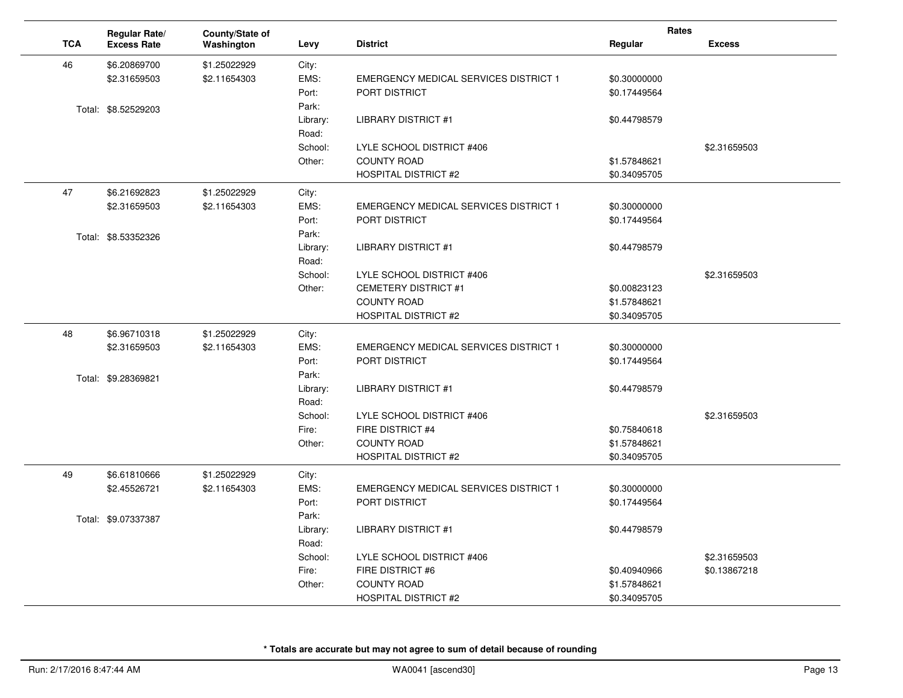| TCA | Regular Rate/ Excess Rate | County/State of Washington | Levy | District | Rates Regular | Rates Excess |
|---|---|---|---|---|---|---|
| 46 | $6.20869700 | $1.25022929 | City: | | | |
| | $2.31659503 | $2.11654303 | EMS: | EMERGENCY MEDICAL SERVICES DISTRICT 1 | $0.30000000 | |
| | | | Port: | PORT DISTRICT | $0.17449564 | |
| | Total: $8.52529203 | | Park: | | | |
| | | | Library: | LIBRARY DISTRICT #1 | $0.44798579 | |
| | | | Road: | | | |
| | | | School: | LYLE SCHOOL DISTRICT #406 | | $2.31659503 |
| | | | Other: | COUNTY ROAD | $1.57848621 | |
| | | | | HOSPITAL DISTRICT #2 | $0.34095705 | |
| 47 | $6.21692823 | $1.25022929 | City: | | | |
| | $2.31659503 | $2.11654303 | EMS: | EMERGENCY MEDICAL SERVICES DISTRICT 1 | $0.30000000 | |
| | | | Port: | PORT DISTRICT | $0.17449564 | |
| | Total: $8.53352326 | | Park: | | | |
| | | | Library: | LIBRARY DISTRICT #1 | $0.44798579 | |
| | | | Road: | | | |
| | | | School: | LYLE SCHOOL DISTRICT #406 | | $2.31659503 |
| | | | Other: | CEMETERY DISTRICT #1 | $0.00823123 | |
| | | | | COUNTY ROAD | $1.57848621 | |
| | | | | HOSPITAL DISTRICT #2 | $0.34095705 | |
| 48 | $6.96710318 | $1.25022929 | City: | | | |
| | $2.31659503 | $2.11654303 | EMS: | EMERGENCY MEDICAL SERVICES DISTRICT 1 | $0.30000000 | |
| | | | Port: | PORT DISTRICT | $0.17449564 | |
| | Total: $9.28369821 | | Park: | | | |
| | | | Library: | LIBRARY DISTRICT #1 | $0.44798579 | |
| | | | Road: | | | |
| | | | School: | LYLE SCHOOL DISTRICT #406 | | $2.31659503 |
| | | | Fire: | FIRE DISTRICT #4 | $0.75840618 | |
| | | | Other: | COUNTY ROAD | $1.57848621 | |
| | | | | HOSPITAL DISTRICT #2 | $0.34095705 | |
| 49 | $6.61810666 | $1.25022929 | City: | | | |
| | $2.45526721 | $2.11654303 | EMS: | EMERGENCY MEDICAL SERVICES DISTRICT 1 | $0.30000000 | |
| | | | Port: | PORT DISTRICT | $0.17449564 | |
| | Total: $9.07337387 | | Park: | | | |
| | | | Library: | LIBRARY DISTRICT #1 | $0.44798579 | |
| | | | Road: | | | |
| | | | School: | LYLE SCHOOL DISTRICT #406 | | $2.31659503 |
| | | | Fire: | FIRE DISTRICT #6 | $0.40940966 | $0.13867218 |
| | | | Other: | COUNTY ROAD | $1.57848621 | |
| | | | | HOSPITAL DISTRICT #2 | $0.34095705 | |

**\* Totals are accurate but may not agree to sum of detail because of rounding**

Run: 2/17/2016 8:47:44 AM WA0041 [ascend30]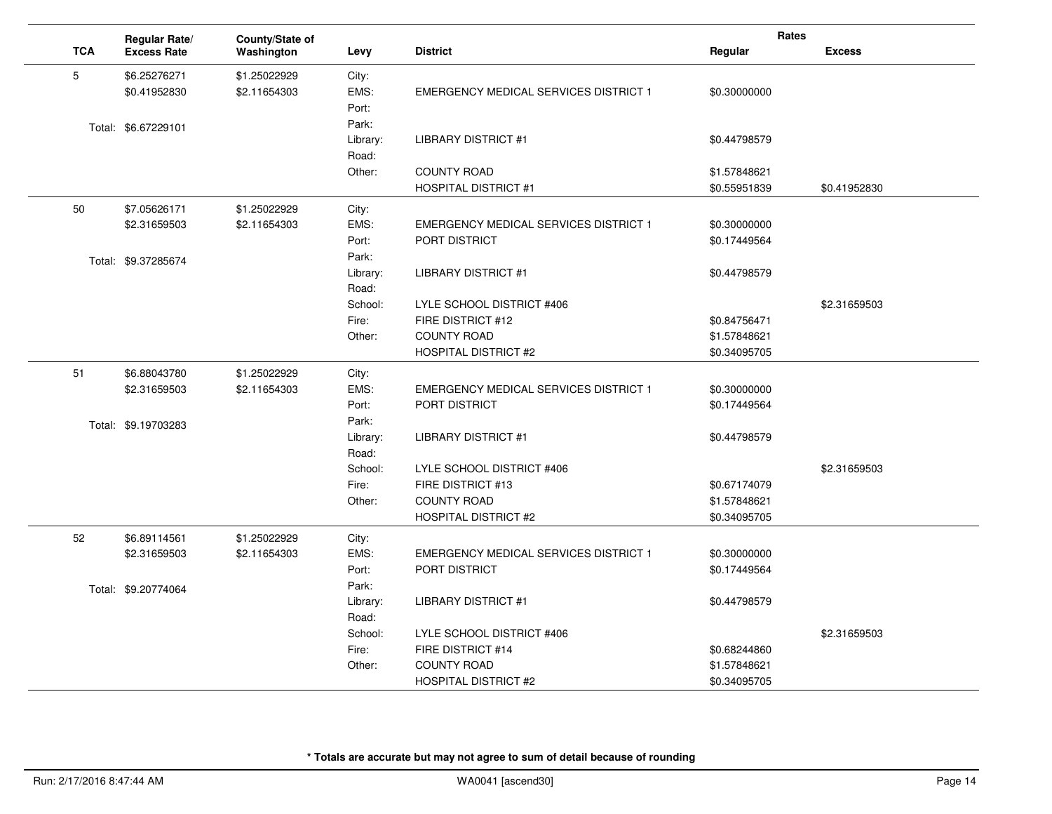| TCA | Regular Rate/ Excess Rate | County/State of Washington | Levy | District | Rates Regular | Rates Excess |
|---|---|---|---|---|---|---|
| 5 | $6.25276271 | $1.25022929 | City: | | | |
| | $0.41952830 | $2.11654303 | EMS: | EMERGENCY MEDICAL SERVICES DISTRICT 1 | $0.30000000 | |
| | | | Port: | | | |
| | Total: $6.67229101 | | Park: | | | |
| | | | Library: | LIBRARY DISTRICT #1 | $0.44798579 | |
| | | | Road: | | | |
| | | | Other: | COUNTY ROAD | $1.57848621 | |
| | | | | HOSPITAL DISTRICT #1 | $0.55951839 | $0.41952830 |
| 50 | $7.05626171 | $1.25022929 | City: | | | |
| | $2.31659503 | $2.11654303 | EMS: | EMERGENCY MEDICAL SERVICES DISTRICT 1 | $0.30000000 | |
| | | | Port: | PORT DISTRICT | $0.17449564 | |
| | Total: $9.37285674 | | Park: | | | |
| | | | Library: | LIBRARY DISTRICT #1 | $0.44798579 | |
| | | | Road: | | | |
| | | | School: | LYLE SCHOOL DISTRICT #406 | | $2.31659503 |
| | | | Fire: | FIRE DISTRICT #12 | $0.84756471 | |
| | | | Other: | COUNTY ROAD | $1.57848621 | |
| | | | | HOSPITAL DISTRICT #2 | $0.34095705 | |
| 51 | $6.88043780 | $1.25022929 | City: | | | |
| | $2.31659503 | $2.11654303 | EMS: | EMERGENCY MEDICAL SERVICES DISTRICT 1 | $0.30000000 | |
| | | | Port: | PORT DISTRICT | $0.17449564 | |
| | Total: $9.19703283 | | Park: | | | |
| | | | Library: | LIBRARY DISTRICT #1 | $0.44798579 | |
| | | | Road: | | | |
| | | | School: | LYLE SCHOOL DISTRICT #406 | | $2.31659503 |
| | | | Fire: | FIRE DISTRICT #13 | $0.67174079 | |
| | | | Other: | COUNTY ROAD | $1.57848621 | |
| | | | | HOSPITAL DISTRICT #2 | $0.34095705 | |
| 52 | $6.89114561 | $1.25022929 | City: | | | |
| | $2.31659503 | $2.11654303 | EMS: | EMERGENCY MEDICAL SERVICES DISTRICT 1 | $0.30000000 | |
| | | | Port: | PORT DISTRICT | $0.17449564 | |
| | Total: $9.20774064 | | Park: | | | |
| | | | Library: | LIBRARY DISTRICT #1 | $0.44798579 | |
| | | | Road: | | | |
| | | | School: | LYLE SCHOOL DISTRICT #406 | | $2.31659503 |
| | | | Fire: | FIRE DISTRICT #14 | $0.68244860 | |
| | | | Other: | COUNTY ROAD | $1.57848621 | |
| | | | | HOSPITAL DISTRICT #2 | $0.34095705 | |

**\* Totals are accurate but may not agree to sum of detail because of rounding**

Run: 2/17/2016 8:47:44 AM WA0041 [ascend30]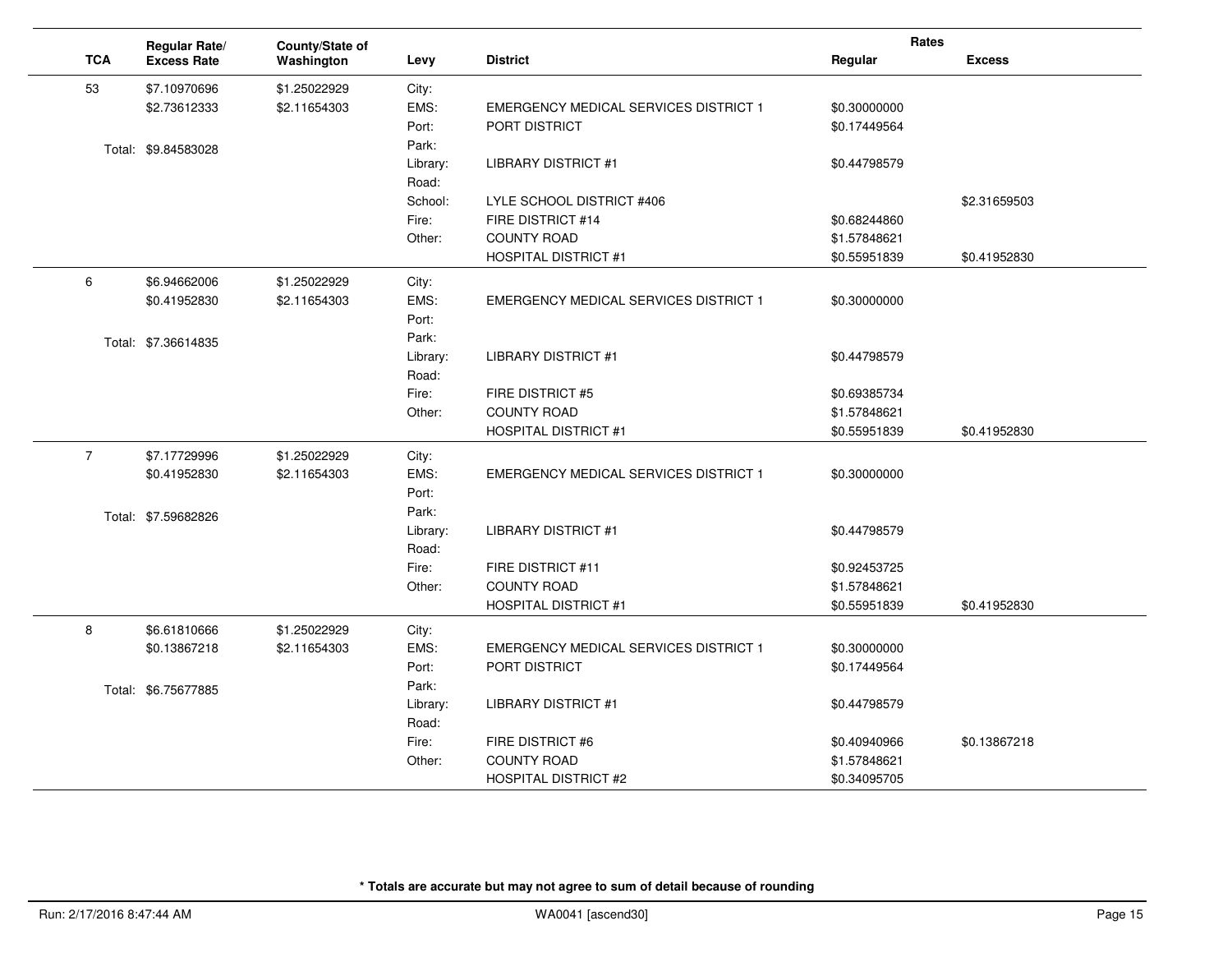| TCA | Regular Rate/ Excess Rate | County/State of Washington | Levy | District | Rates Regular | Rates Excess |
|---|---|---|---|---|---|---|
| 53 | $7.10970696 | $1.25022929 | City: | | | |
| | $2.73612333 | $2.11654303 | EMS: | EMERGENCY MEDICAL SERVICES DISTRICT 1 | $0.30000000 | |
| | | | Port: | PORT DISTRICT | $0.17449564 | |
| | Total: $9.84583028 | | Park: | | | |
| | | | Library: | LIBRARY DISTRICT #1 | $0.44798579 | |
| | | | Road: | | | |
| | | | School: | LYLE SCHOOL DISTRICT #406 | | $2.31659503 |
| | | | Fire: | FIRE DISTRICT #14 | $0.68244860 | |
| | | | Other: | COUNTY ROAD | $1.57848621 | |
| | | | | HOSPITAL DISTRICT #1 | $0.55951839 | $0.41952830 |
| 6 | $6.94662006 | $1.25022929 | City: | | | |
| | $0.41952830 | $2.11654303 | EMS: | EMERGENCY MEDICAL SERVICES DISTRICT 1 | $0.30000000 | |
| | | | Port: | | | |
| | Total: $7.36614835 | | Park: | | | |
| | | | Library: | LIBRARY DISTRICT #1 | $0.44798579 | |
| | | | Road: | | | |
| | | | Fire: | FIRE DISTRICT #5 | $0.69385734 | |
| | | | Other: | COUNTY ROAD | $1.57848621 | |
| | | | | HOSPITAL DISTRICT #1 | $0.55951839 | $0.41952830 |
| 7 | $7.17729996 | $1.25022929 | City: | | | |
| | $0.41952830 | $2.11654303 | EMS: | EMERGENCY MEDICAL SERVICES DISTRICT 1 | $0.30000000 | |
| | | | Port: | | | |
| | Total: $7.59682826 | | Park: | | | |
| | | | Library: | LIBRARY DISTRICT #1 | $0.44798579 | |
| | | | Road: | | | |
| | | | Fire: | FIRE DISTRICT #11 | $0.92453725 | |
| | | | Other: | COUNTY ROAD | $1.57848621 | |
| | | | | HOSPITAL DISTRICT #1 | $0.55951839 | $0.41952830 |
| 8 | $6.61810666 | $1.25022929 | City: | | | |
| | $0.13867218 | $2.11654303 | EMS: | EMERGENCY MEDICAL SERVICES DISTRICT 1 | $0.30000000 | |
| | | | Port: | PORT DISTRICT | $0.17449564 | |
| | Total: $6.75677885 | | Park: | | | |
| | | | Library: | LIBRARY DISTRICT #1 | $0.44798579 | |
| | | | Road: | | | |
| | | | Fire: | FIRE DISTRICT #6 | $0.40940966 | $0.13867218 |
| | | | Other: | COUNTY ROAD | $1.57848621 | |
| | | | | HOSPITAL DISTRICT #2 | $0.34095705 | |

**\* Totals are accurate but may not agree to sum of detail because of rounding**

Run: 2/17/2016 8:47:44 AM WA0041 [ascend30]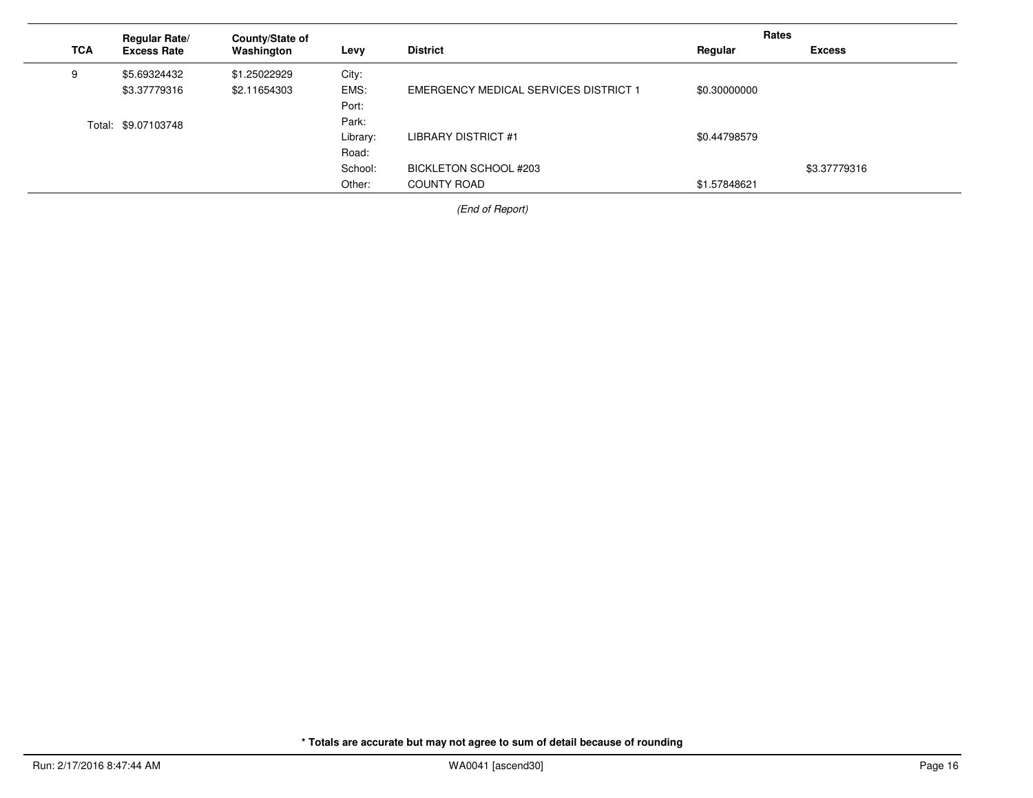| TCA | Regular Rate/ Excess Rate | County/State of Washington | Levy | District | Rates Regular | Excess |
|---|---|---|---|---|---|---|
| 9 | $5.69324432 | $1.25022929 | City: | | | |
| | $3.37779316 | $2.11654303 | EMS: | EMERGENCY MEDICAL SERVICES DISTRICT 1 | $0.30000000 | |
| | | | Port: | | | |
| | Total: $9.07103748 | | Park: | | | |
| | | | Library: | LIBRARY DISTRICT #1 | $0.44798579 | |
| | | | Road: | | | |
| | | | School: | BICKLETON SCHOOL #203 | | $3.37779316 |
| | | | Other: | COUNTY ROAD | $1.57848621 | |

*(End of Report)*

**\* Totals are accurate but may not agree to sum of detail because of rounding**